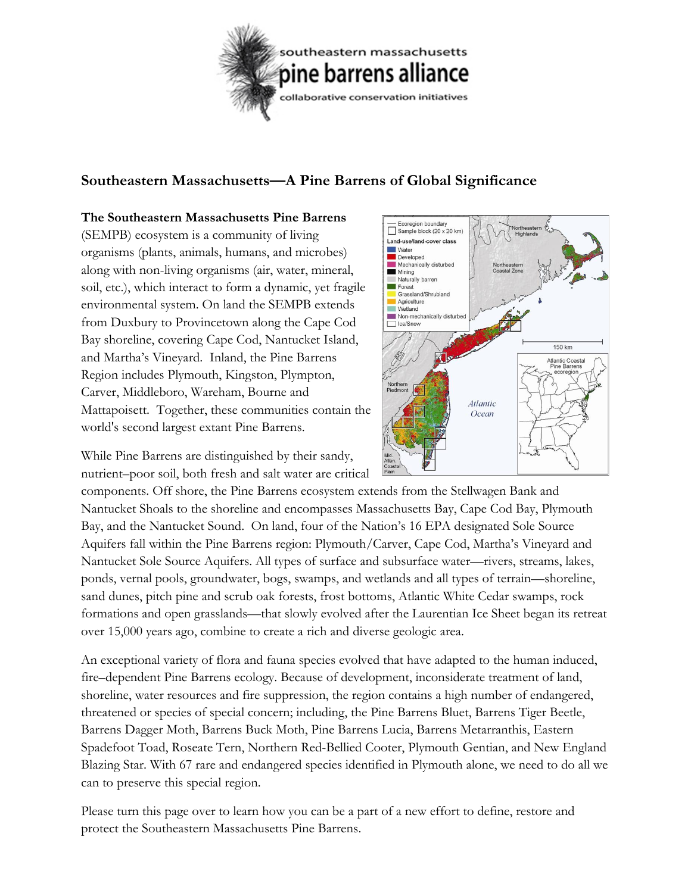southeastern massachusetts
pine barrens alliance
collaborative conservation initiatives

## Southeastern Massachusetts—A Pine Barrens of Global Significance

**The Southeastern Massachusetts Pine Barrens** (SEMPB) ecosystem is a community of living organisms (plants, animals, humans, and microbes) along with non-living organisms (air, water, mineral, soil, etc.), which interact to form a dynamic, yet fragile environmental system. On land the SEMPB extends from Duxbury to Provincetown along the Cape Cod Bay shoreline, covering Cape Cod, Nantucket Island, and Martha's Vineyard. Inland, the Pine Barrens Region includes Plymouth, Kingston, Plympton, Carver, Middleboro, Wareham, Bourne and Mattapoisett. Together, these communities contain the world's second largest extant Pine Barrens.

While Pine Barrens are distinguished by their sandy, nutrient–poor soil, both fresh and salt water are critical components. Off shore, the Pine Barrens ecosystem extends from the Stellwagen Bank and Nantucket Shoals to the shoreline and encompasses Massachusetts Bay, Cape Cod Bay, Plymouth Bay, and the Nantucket Sound. On land, four of the Nation's 16 EPA designated Sole Source Aquifers fall within the Pine Barrens region: Plymouth/Carver, Cape Cod, Martha's Vineyard and Nantucket Sole Source Aquifers. All types of surface and subsurface water—rivers, streams, lakes, ponds, vernal pools, groundwater, bogs, swamps, and wetlands and all types of terrain—shoreline, sand dunes, pitch pine and scrub oak forests, frost bottoms, Atlantic White Cedar swamps, rock formations and open grasslands—that slowly evolved after the Laurentian Ice Sheet began its retreat over 15,000 years ago, combine to create a rich and diverse geologic area.

An exceptional variety of flora and fauna species evolved that have adapted to the human induced, fire–dependent Pine Barrens ecology. Because of development, inconsiderate treatment of land, shoreline, water resources and fire suppression, the region contains a high number of endangered, threatened or species of special concern; including, the Pine Barrens Bluet, Barrens Tiger Beetle, Barrens Dagger Moth, Barrens Buck Moth, Pine Barrens Lucia, Barrens Metarranthis, Eastern Spadefoot Toad, Roseate Tern, Northern Red-Bellied Cooter, Plymouth Gentian, and New England Blazing Star. With 67 rare and endangered species identified in Plymouth alone, we need to do all we can to preserve this special region.

Please turn this page over to learn how you can be a part of a new effort to define, restore and protect the Southeastern Massachusetts Pine Barrens.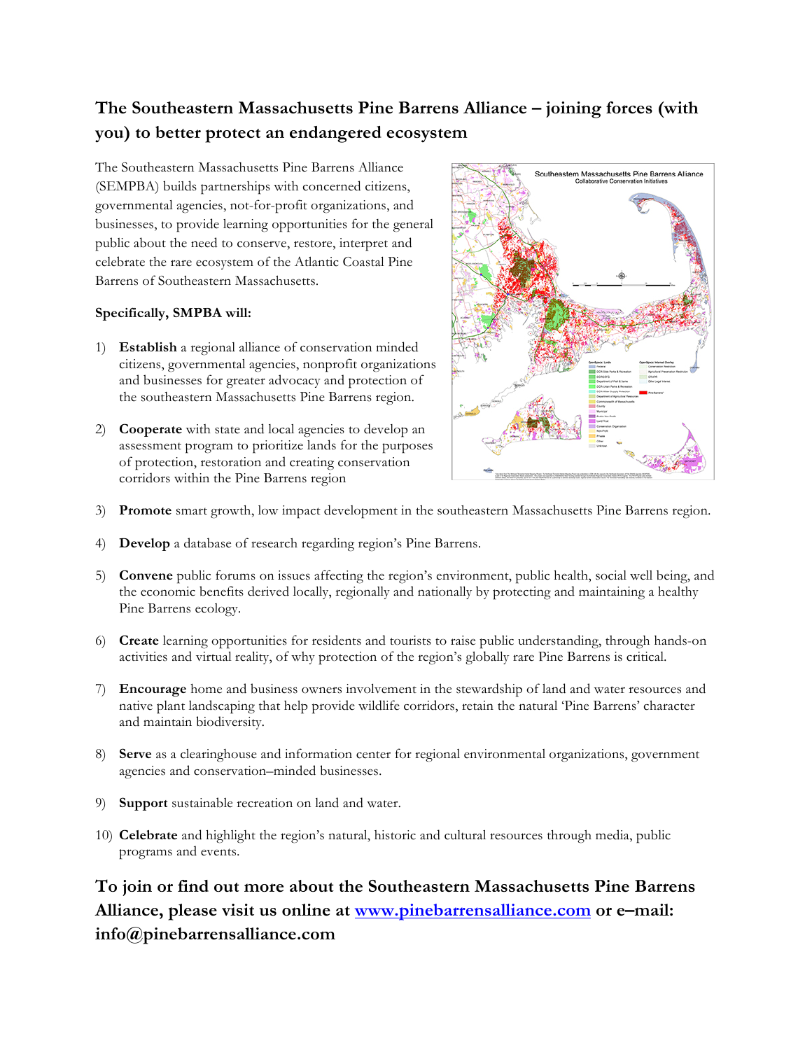# The Southeastern Massachusetts Pine Barrens Alliance – joining forces (with you) to better protect an endangered ecosystem

The Southeastern Massachusetts Pine Barrens Alliance (SEMPBA) builds partnerships with concerned citizens, governmental agencies, not-for-profit organizations, and businesses, to provide learning opportunities for the general public about the need to conserve, restore, interpret and celebrate the rare ecosystem of the Atlantic Coastal Pine Barrens of Southeastern Massachusetts.

**Specifically, SMPBA will:**

1) **Establish** a regional alliance of conservation minded citizens, governmental agencies, nonprofit organizations and businesses for greater advocacy and protection of the southeastern Massachusetts Pine Barrens region.

2) **Cooperate** with state and local agencies to develop an assessment program to prioritize lands for the purposes of protection, restoration and creating conservation corridors within the Pine Barrens region

3) **Promote** smart growth, low impact development in the southeastern Massachusetts Pine Barrens region.

4) **Develop** a database of research regarding region's Pine Barrens.

5) **Convene** public forums on issues affecting the region's environment, public health, social well being, and the economic benefits derived locally, regionally and nationally by protecting and maintaining a healthy Pine Barrens ecology.

6) **Create** learning opportunities for residents and tourists to raise public understanding, through hands-on activities and virtual reality, of why protection of the region's globally rare Pine Barrens is critical.

7) **Encourage** home and business owners involvement in the stewardship of land and water resources and native plant landscaping that help provide wildlife corridors, retain the natural 'Pine Barrens' character and maintain biodiversity.

8) **Serve** as a clearinghouse and information center for regional environmental organizations, government agencies and conservation–minded businesses.

9) **Support** sustainable recreation on land and water.

10) **Celebrate** and highlight the region's natural, historic and cultural resources through media, public programs and events.

Southeastern Massachusetts Pine Barrens Alliance
Collaborative Conservation Initiatives

## To join or find out more about the Southeastern Massachusetts Pine Barrens Alliance, please visit us online at [www.pinebarrensalliance.com](http://www.pinebarrensalliance.com) or e–mail: info@pinebarrensalliance.com